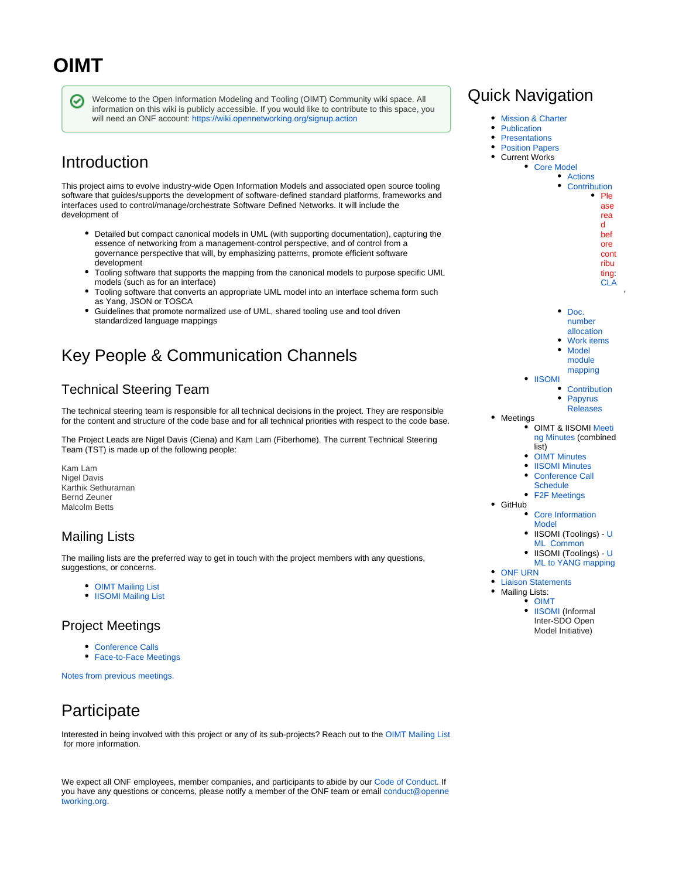# OIMT

Welcome to the Open Information Modeling and Tooling (OIMT) Community wiki space. All information on this wiki is publicly accessible. If you would like to contribute to this space, you will need an ONF account: https://wiki.opennetworking.org/signup.action

## Introduction

This project aims to evolve industry-wide Open Information Models and associated open source tooling software that guides/supports the development of software-defined standard platforms, frameworks and interfaces used to control/manage/orchestrate Software Defined Networks. It will include the development of

- Detailed but compact canonical models in UML (with supporting documentation), capturing the essence of networking from a management-control perspective, and of control from a governance perspective that will, by emphasizing patterns, promote efficient software development
- Tooling software that supports the mapping from the canonical models to purpose specific UML models (such as for an interface)
- Tooling software that converts an appropriate UML model into an interface schema form such as Yang, JSON or TOSCA
- Guidelines that promote normalized use of UML, shared tooling use and tool driven standardized language mappings

## Key People & Communication Channels

### Technical Steering Team

The technical steering team is responsible for all technical decisions in the project. They are responsible for the content and structure of the code base and for all technical priorities with respect to the code base.

The Project Leads are Nigel Davis (Ciena) and Kam Lam (Fiberhome). The current Technical Steering Team (TST) is made up of the following people:

Kam Lam
Nigel Davis
Karthik Sethuraman
Bernd Zeuner
Malcolm Betts

### Mailing Lists

The mailing lists are the preferred way to get in touch with the project members with any questions, suggestions, or concerns.

- OIMT Mailing List
- IISOMI Mailing List

### Project Meetings

- Conference Calls
- Face-to-Face Meetings

Notes from previous meetings.

## Participate

Interested in being involved with this project or any of its sub-projects? Reach out to the OIMT Mailing List for more information.

We expect all ONF employees, member companies, and participants to abide by our Code of Conduct. If you have any questions or concerns, please notify a member of the ONF team or email conduct@opennetworking.org.

## Quick Navigation

- Mission & Charter
- Publication
- Presentations
- Position Papers
- Current Works
  - Core Model
    - Actions
    - Contribution
      - Please read before contributing: CLA
    - Doc. number allocation
    - Work items
    - Model module mapping
  - IISOMI
    - Contribution
    - Papyrus Releases
- Meetings
  - OIMT & IISOMI Meeting Minutes (combined list)
  - OIMT Minutes
  - IISOMI Minutes
  - Conference Call Schedule
  - F2F Meetings
- GitHub
  - Core Information Model
  - IISOMI (Toolings) - UML Common
  - IISOMI (Toolings) - UML to YANG mapping
- ONF URN
- Liaison Statements
- Mailing Lists:
  - OIMT
  - IISOMI (Informal Inter-SDO Open Model Initiative)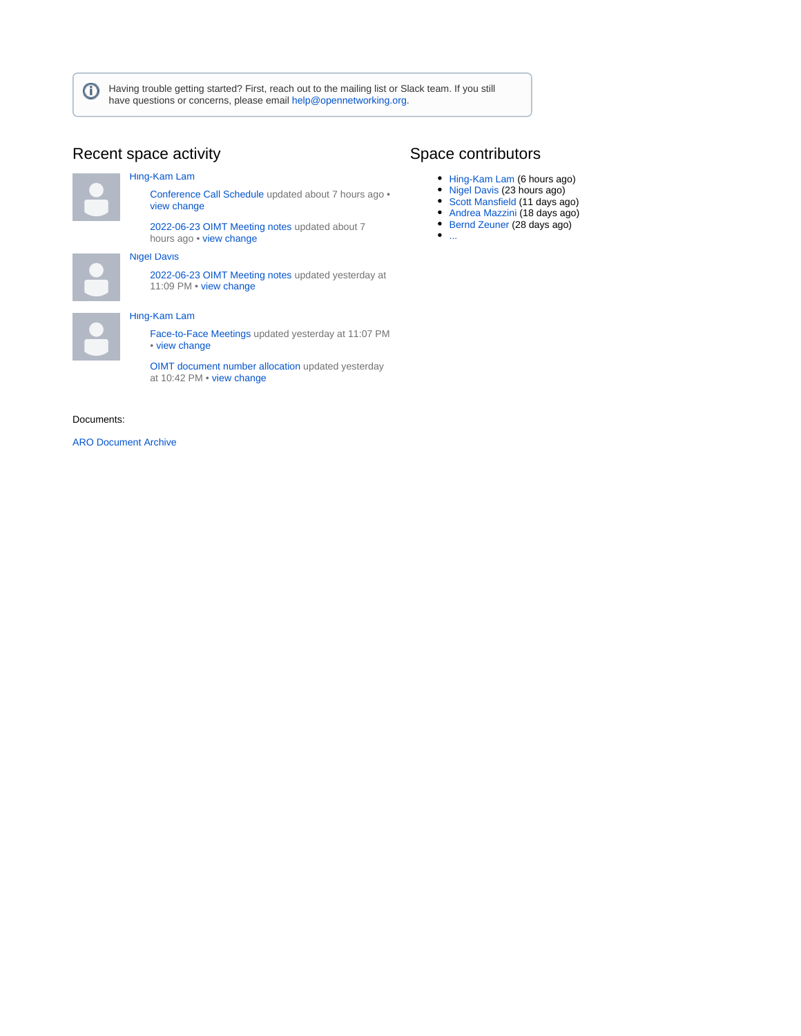Having trouble getting started? First, reach out to the mailing list or Slack team. If you still have questions or concerns, please email help@opennetworking.org.

## Recent space activity

Hing-Kam Lam

- Conference Call Schedule updated about 7 hours ago • view change
- 2022-06-23 OIMT Meeting notes updated about 7 hours ago • view change

Nigel Davis

- 2022-06-23 OIMT Meeting notes updated yesterday at 11:09 PM • view change

Hing-Kam Lam

- Face-to-Face Meetings updated yesterday at 11:07 PM • view change
- OIMT document number allocation updated yesterday at 10:42 PM • view change

## Space contributors

- Hing-Kam Lam (6 hours ago)
- Nigel Davis (23 hours ago)
- Scott Mansfield (11 days ago)
- Andrea Mazzini (18 days ago)
- Bernd Zeuner (28 days ago)
- ...

Documents:

ARO Document Archive